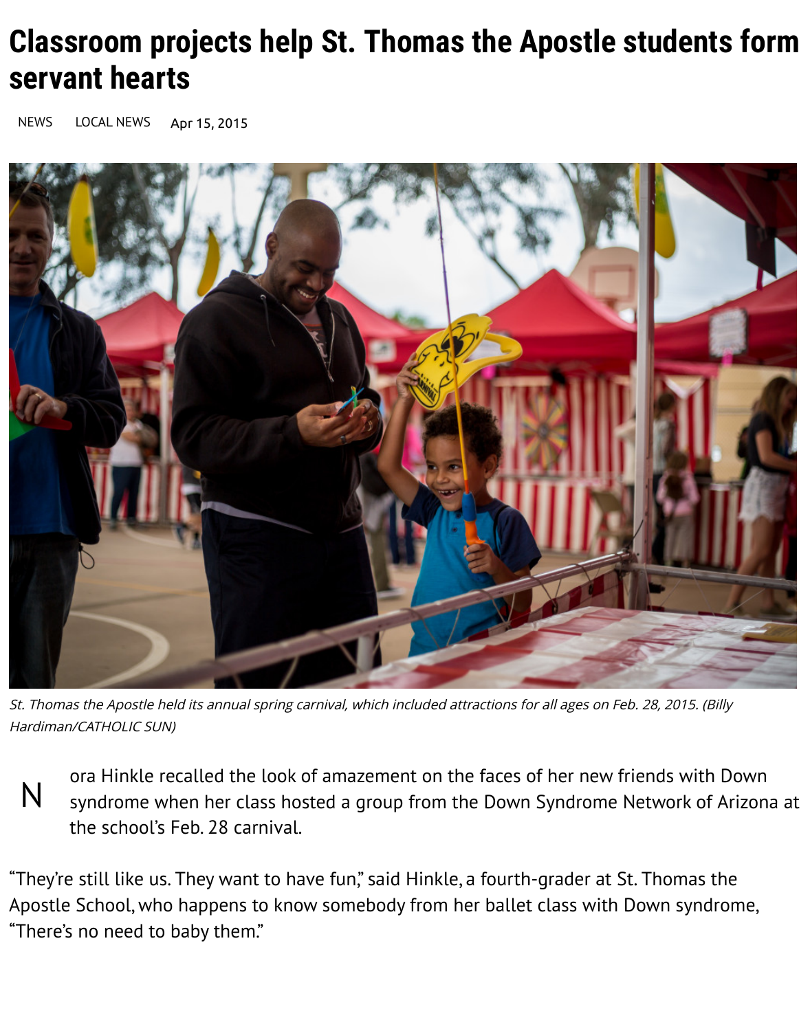# Classroom projects help St. Thomas the Apostle students form servant hearts

NEWS LOCAL NEWS Apr 15, 2015

*St. Thomas the Apostle held its annual spring carnival, which included attractions for all ages on Feb. 28, 2015. (Billy Hardiman/CATHOLIC SUN)*

Nora Hinkle recalled the look of amazement on the faces of her new friends with Down syndrome when her class hosted a group from the Down Syndrome Network of Arizona at the school's Feb. 28 carnival.

"They're still like us. They want to have fun," said Hinkle, a fourth-grader at St. Thomas the Apostle School, who happens to know somebody from her ballet class with Down syndrome, "There's no need to baby them."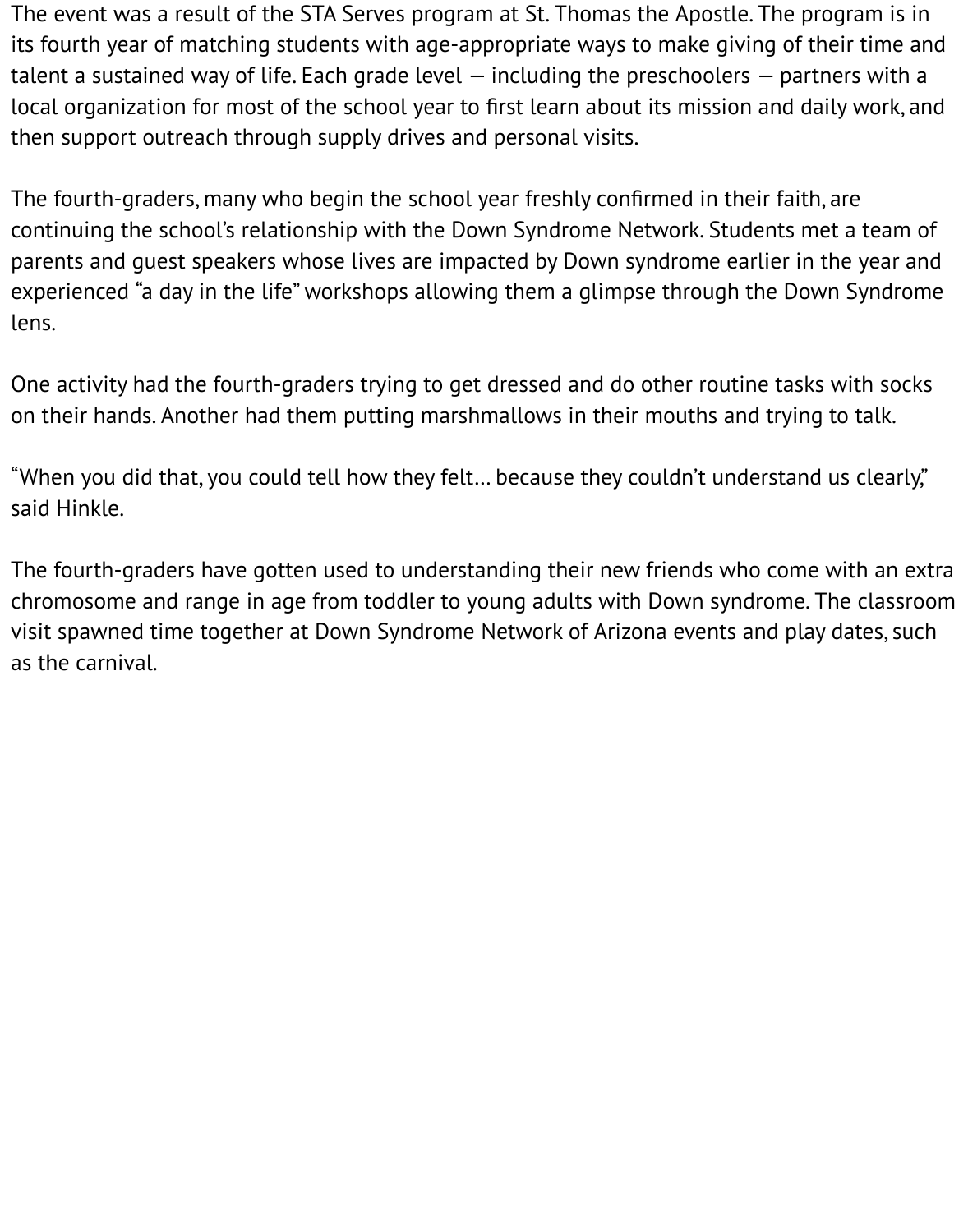The event was a result of the STA Serves program at St. Thomas the Apostle. The program is in its fourth year of matching students with age-appropriate ways to make giving of their time and talent a sustained way of life. Each grade level — including the preschoolers — partners with a local organization for most of the school year to first learn about its mission and daily work, and then support outreach through supply drives and personal visits.

The fourth-graders, many who begin the school year freshly confirmed in their faith, are continuing the school's relationship with the Down Syndrome Network. Students met a team of parents and guest speakers whose lives are impacted by Down syndrome earlier in the year and experienced "a day in the life" workshops allowing them a glimpse through the Down Syndrome lens.

One activity had the fourth-graders trying to get dressed and do other routine tasks with socks on their hands. Another had them putting marshmallows in their mouths and trying to talk.

"When you did that, you could tell how they felt… because they couldn't understand us clearly," said Hinkle.

The fourth-graders have gotten used to understanding their new friends who come with an extra chromosome and range in age from toddler to young adults with Down syndrome. The classroom visit spawned time together at Down Syndrome Network of Arizona events and play dates, such as the carnival.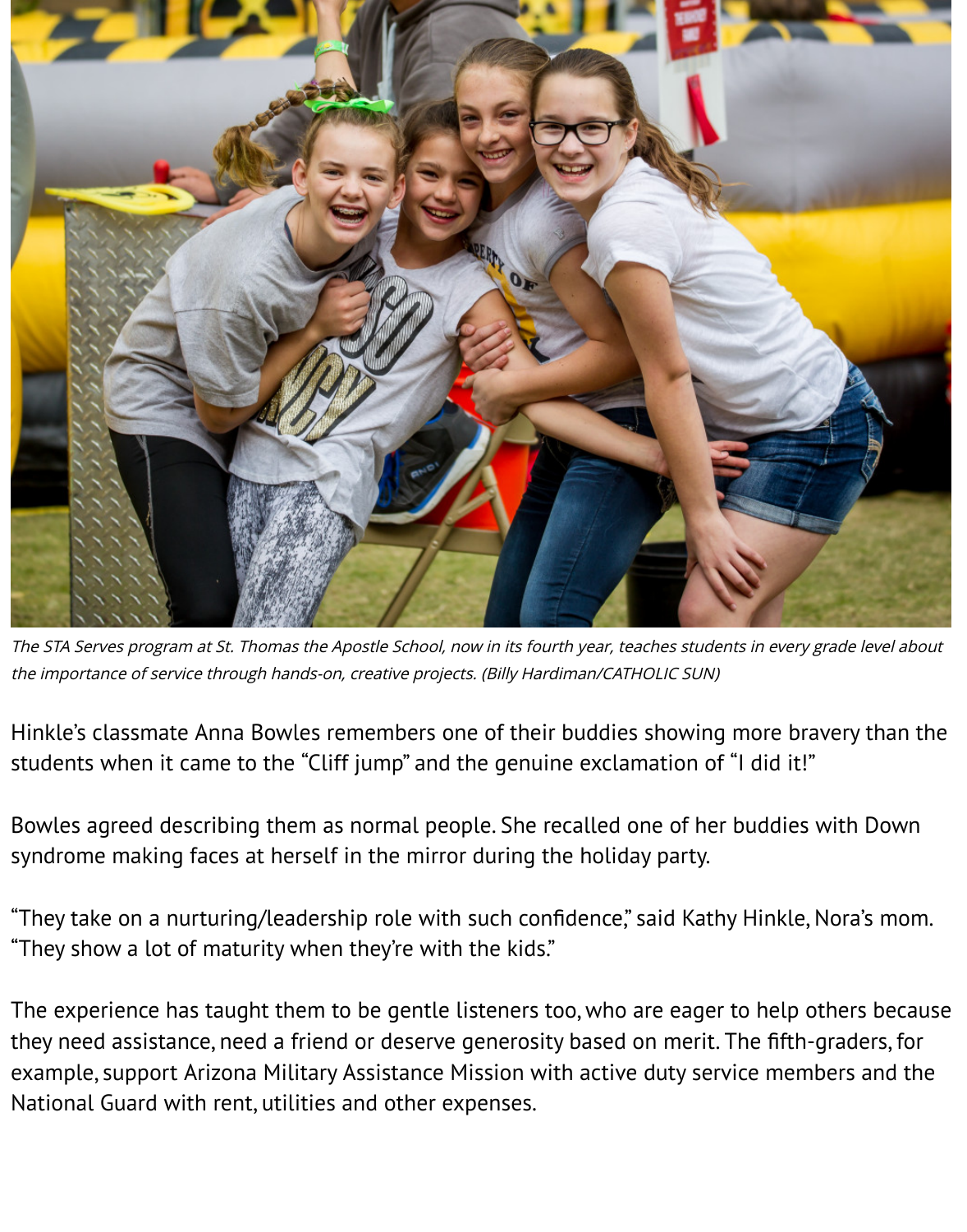*The STA Serves program at St. Thomas the Apostle School, now in its fourth year, teaches students in every grade level about the importance of service through hands-on, creative projects. (Billy Hardiman/CATHOLIC SUN)*

Hinkle's classmate Anna Bowles remembers one of their buddies showing more bravery than the students when it came to the "Cliff jump" and the genuine exclamation of "I did it!"

Bowles agreed describing them as normal people. She recalled one of her buddies with Down syndrome making faces at herself in the mirror during the holiday party.

"They take on a nurturing/leadership role with such confidence," said Kathy Hinkle, Nora's mom. "They show a lot of maturity when they're with the kids."

The experience has taught them to be gentle listeners too, who are eager to help others because they need assistance, need a friend or deserve generosity based on merit. The fifth-graders, for example, support Arizona Military Assistance Mission with active duty service members and the National Guard with rent, utilities and other expenses.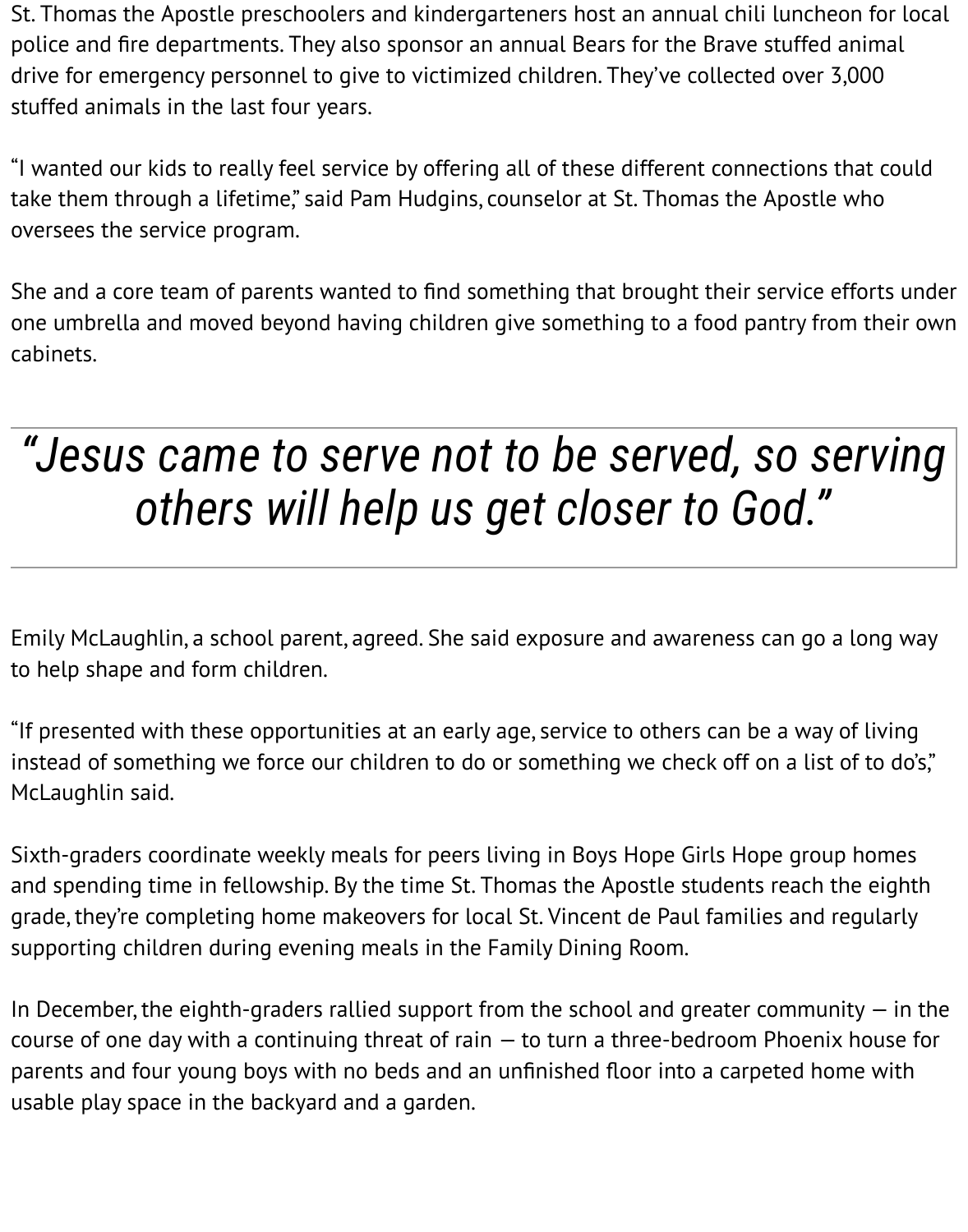St. Thomas the Apostle preschoolers and kindergarteners host an annual chili luncheon for local police and fire departments. They also sponsor an annual Bears for the Brave stuffed animal drive for emergency personnel to give to victimized children. They've collected over 3,000 stuffed animals in the last four years.

"I wanted our kids to really feel service by offering all of these different connections that could take them through a lifetime," said Pam Hudgins, counselor at St. Thomas the Apostle who oversees the service program.

She and a core team of parents wanted to find something that brought their service efforts under one umbrella and moved beyond having children give something to a food pantry from their own cabinets.

> *"Jesus came to serve not to be served, so serving others will help us get closer to God."*

Emily McLaughlin, a school parent, agreed. She said exposure and awareness can go a long way to help shape and form children.

"If presented with these opportunities at an early age, service to others can be a way of living instead of something we force our children to do or something we check off on a list of to do's," McLaughlin said.

Sixth-graders coordinate weekly meals for peers living in Boys Hope Girls Hope group homes and spending time in fellowship. By the time St. Thomas the Apostle students reach the eighth grade, they're completing home makeovers for local St. Vincent de Paul families and regularly supporting children during evening meals in the Family Dining Room.

In December, the eighth-graders rallied support from the school and greater community — in the course of one day with a continuing threat of rain — to turn a three-bedroom Phoenix house for parents and four young boys with no beds and an unfinished floor into a carpeted home with usable play space in the backyard and a garden.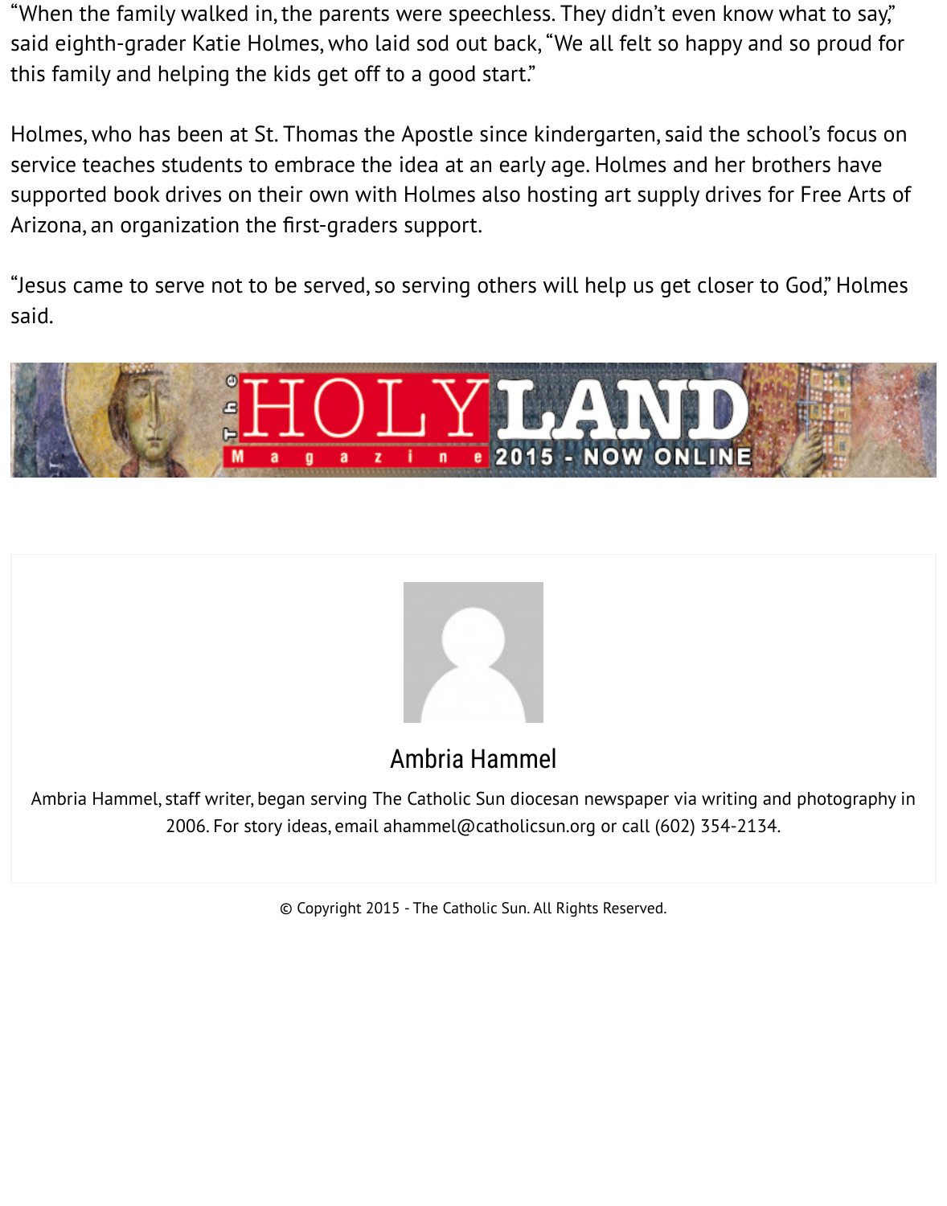"When the family walked in, the parents were speechless. They didn't even know what to say," said eighth-grader Katie Holmes, who laid sod out back, "We all felt so happy and so proud for this family and helping the kids get off to a good start."

Holmes, who has been at St. Thomas the Apostle since kindergarten, said the school's focus on service teaches students to embrace the idea at an early age. Holmes and her brothers have supported book drives on their own with Holmes also hosting art supply drives for Free Arts of Arizona, an organization the first-graders support.

"Jesus came to serve not to be served, so serving others will help us get closer to God," Holmes said.

The HOLY LAND Magazine 2015 - NOW ONLINE

## Ambria Hammel

Ambria Hammel, staff writer, began serving The Catholic Sun diocesan newspaper via writing and photography in 2006. For story ideas, email ahammel@catholicsun.org or call (602) 354-2134.

© Copyright 2015 - The Catholic Sun. All Rights Reserved.